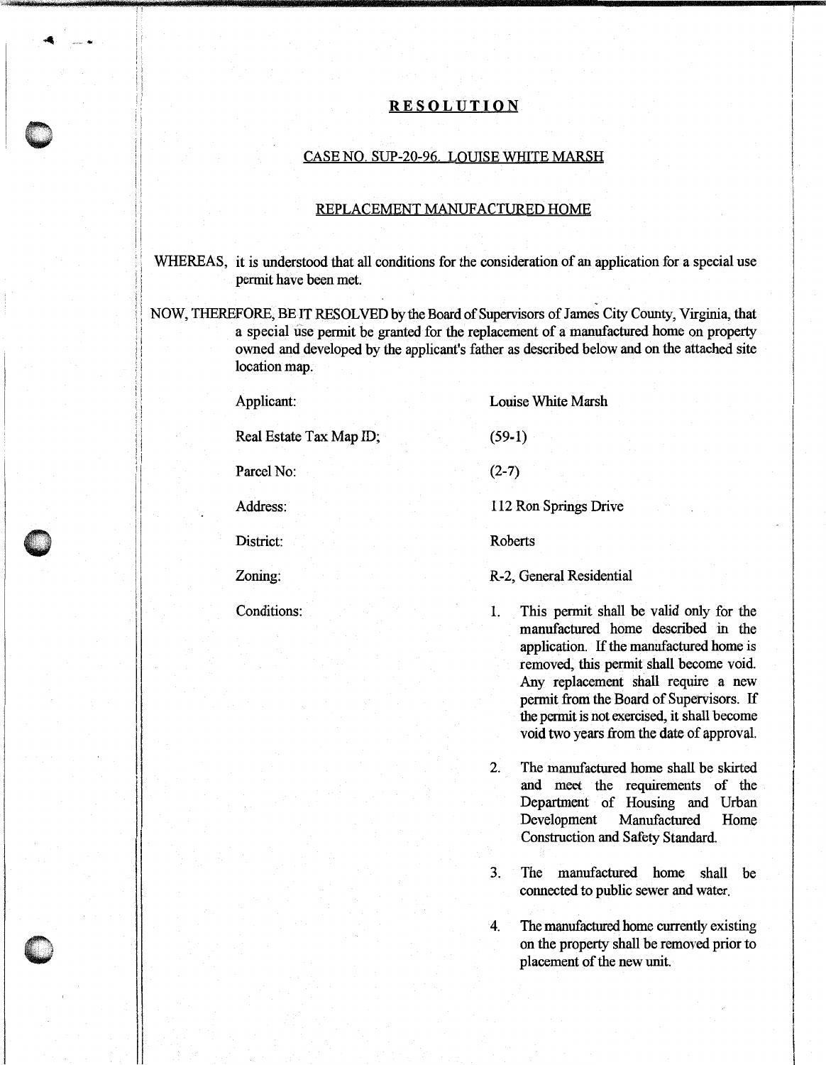# RESOLUTION

## CASE NO. SUP-20-96. LOUISE WHITE MARSH

## REPLACEMENT MANUFACTURED HOME

WHEREAS, it is understood that all conditions for the consideration of an application for a special use permit have been met.

NOW, THEREFORE, BE IT RESOLVED by the Board of Supervisors of James City County, Virginia, that a special use permit be granted for the replacement of a manufactured home on property owned and developed by the applicant's father as described below and on the attached site location map.

| | |
|---|---|
| Applicant: | Louise White Marsh |
| Real Estate Tax Map ID; | (59-1) |
| Parcel No: | (2-7) |
| Address: | 112 Ron Springs Drive |
| District: | Roberts |
| Zoning: | R-2, General Residential |

Conditions:

1. This permit shall be valid only for the manufactured home described in the application. If the manufactured home is removed, this permit shall become void. Any replacement shall require a new permit from the Board of Supervisors. If the permit is not exercised, it shall become void two years from the date of approval.

2. The manufactured home shall be skirted and meet the requirements of the Department of Housing and Urban Development Manufactured Home Construction and Safety Standard.

3. The manufactured home shall be connected to public sewer and water.

4. The manufactured home currently existing on the property shall be removed prior to placement of the new unit.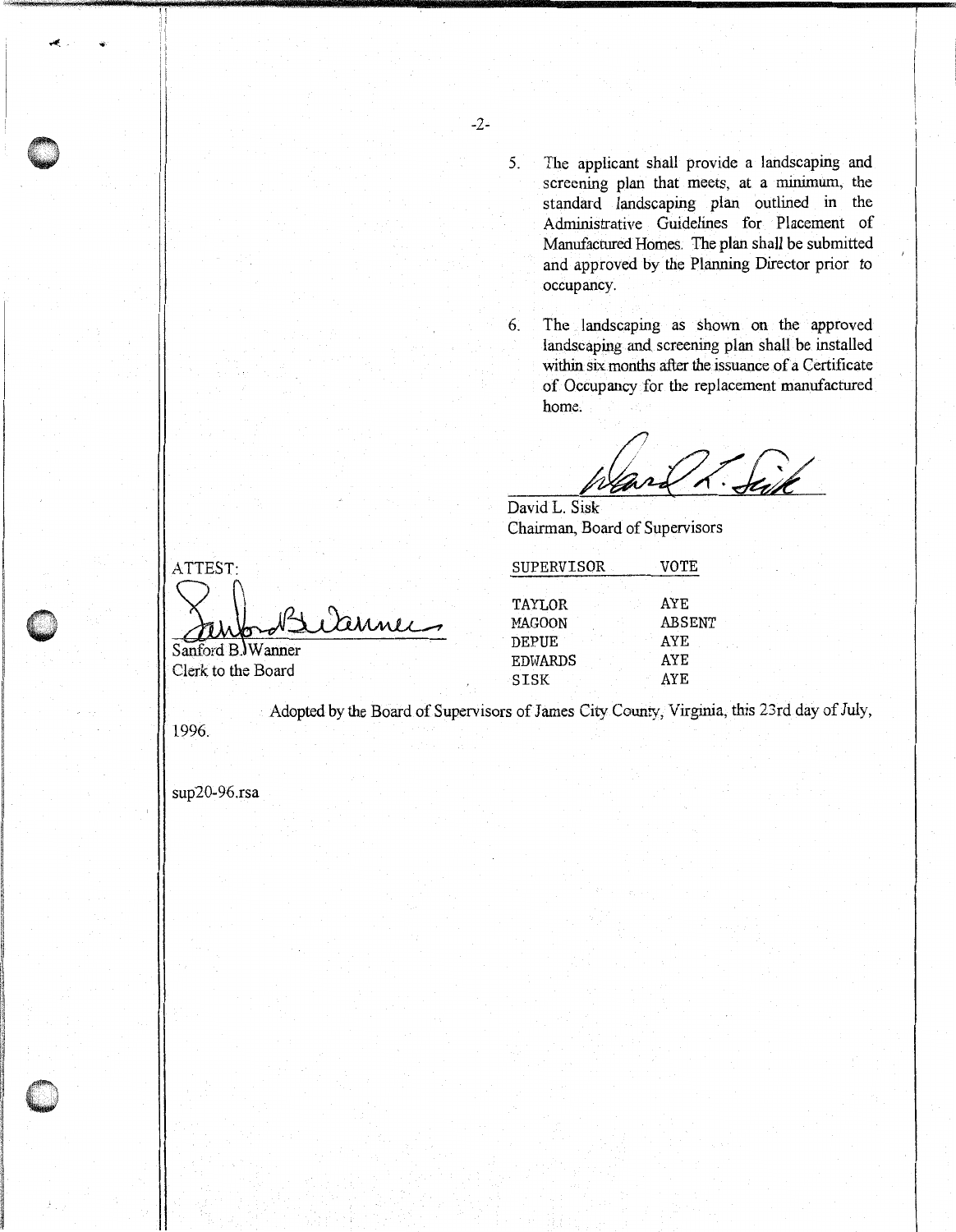5. The applicant shall provide a landscaping and screening plan that meets, at a minimum, the standard landscaping plan outlined in the Administrative Guidelines for Placement of Manufactured Homes. The plan shall be submitted and approved by the Planning Director prior to occupancy.

6. The landscaping as shown on the approved landscaping and screening plan shall be installed within six months after the issuance of a Certificate of Occupancy for the replacement manufactured home.

David L. Sisk
Chairman, Board of Supervisors

ATTEST:

Sanford B. Wanner
Clerk to the Board

| SUPERVISOR | VOTE |
|---|---|
| TAYLOR | AYE |
| MAGOON | ABSENT |
| DEPUE | AYE |
| EDWARDS | AYE |
| SISK | AYE |

Adopted by the Board of Supervisors of James City County, Virginia, this 23rd day of July, 1996.

sup20-96.rsa